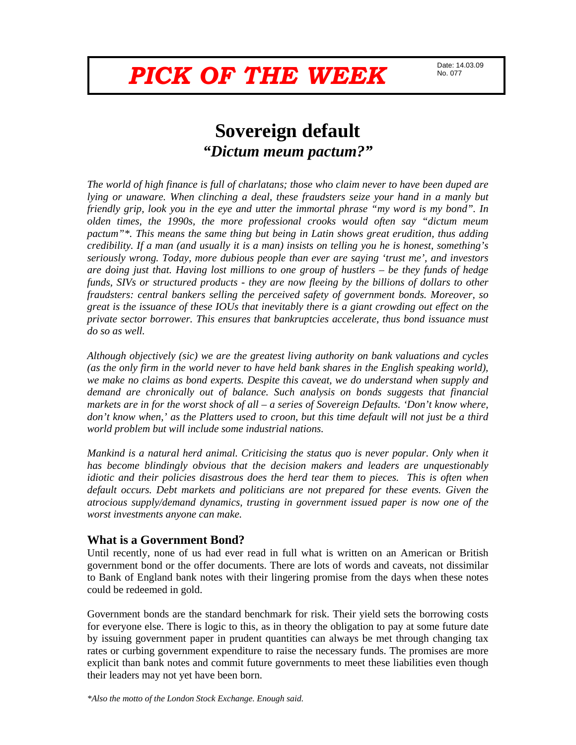# PICK OF THE WEEK

Date: 14.03.09
No. 077

## Sovereign default
### *"Dictum meum pactum?"*

*The world of high finance is full of charlatans; those who claim never to have been duped are lying or unaware. When clinching a deal, these fraudsters seize your hand in a manly but friendly grip, look you in the eye and utter the immortal phrase "my word is my bond". In olden times, the 1990s, the more professional crooks would often say "dictum meum pactum"*. This means the same thing but being in Latin shows great erudition, thus adding credibility. If a man (and usually it is a man) insists on telling you he is honest, something's seriously wrong. Today, more dubious people than ever are saying 'trust me', and investors are doing just that. Having lost millions to one group of hustlers – be they funds of hedge funds, SIVs or structured products - they are now fleeing by the billions of dollars to other fraudsters: central bankers selling the perceived safety of government bonds. Moreover, so great is the issuance of these IOUs that inevitably there is a giant crowding out effect on the private sector borrower. This ensures that bankruptcies accelerate, thus bond issuance must do so as well.*

*Although objectively (sic) we are the greatest living authority on bank valuations and cycles (as the only firm in the world never to have held bank shares in the English speaking world), we make no claims as bond experts. Despite this caveat, we do understand when supply and demand are chronically out of balance. Such analysis on bonds suggests that financial markets are in for the worst shock of all – a series of Sovereign Defaults. 'Don't know where, don't know when,' as the Platters used to croon, but this time default will not just be a third world problem but will include some industrial nations.*

*Mankind is a natural herd animal. Criticising the status quo is never popular. Only when it has become blindingly obvious that the decision makers and leaders are unquestionably idiotic and their policies disastrous does the herd tear them to pieces. This is often when default occurs. Debt markets and politicians are not prepared for these events. Given the atrocious supply/demand dynamics, trusting in government issued paper is now one of the worst investments anyone can make.*

### What is a Government Bond?

Until recently, none of us had ever read in full what is written on an American or British government bond or the offer documents. There are lots of words and caveats, not dissimilar to Bank of England bank notes with their lingering promise from the days when these notes could be redeemed in gold.

Government bonds are the standard benchmark for risk. Their yield sets the borrowing costs for everyone else. There is logic to this, as in theory the obligation to pay at some future date by issuing government paper in prudent quantities can always be met through changing tax rates or curbing government expenditure to raise the necessary funds. The promises are more explicit than bank notes and commit future governments to meet these liabilities even though their leaders may not yet have been born.

*\*Also the motto of the London Stock Exchange. Enough said.*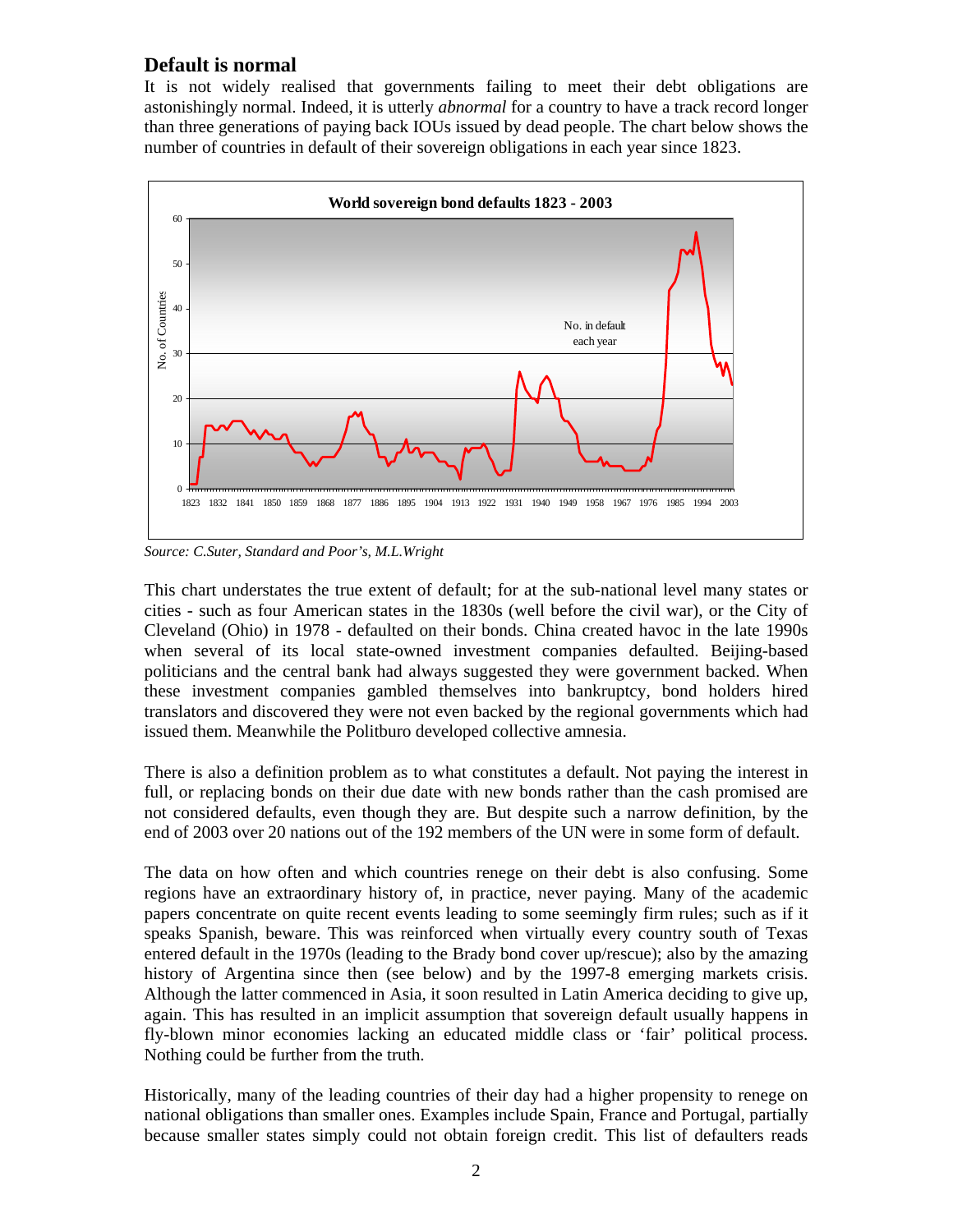## Default is normal

It is not widely realised that governments failing to meet their debt obligations are astonishingly normal. Indeed, it is utterly *abnormal* for a country to have a track record longer than three generations of paying back IOUs issued by dead people. The chart below shows the number of countries in default of their sovereign obligations in each year since 1823.

**World sovereign bond defaults 1823 - 2003**

*Source: C.Suter, Standard and Poor's, M.L.Wright*

This chart understates the true extent of default; for at the sub-national level many states or cities - such as four American states in the 1830s (well before the civil war), or the City of Cleveland (Ohio) in 1978 - defaulted on their bonds. China created havoc in the late 1990s when several of its local state-owned investment companies defaulted. Beijing-based politicians and the central bank had always suggested they were government backed. When these investment companies gambled themselves into bankruptcy, bond holders hired translators and discovered they were not even backed by the regional governments which had issued them. Meanwhile the Politburo developed collective amnesia.

There is also a definition problem as to what constitutes a default. Not paying the interest in full, or replacing bonds on their due date with new bonds rather than the cash promised are not considered defaults, even though they are. But despite such a narrow definition, by the end of 2003 over 20 nations out of the 192 members of the UN were in some form of default.

The data on how often and which countries renege on their debt is also confusing. Some regions have an extraordinary history of, in practice, never paying. Many of the academic papers concentrate on quite recent events leading to some seemingly firm rules; such as if it speaks Spanish, beware. This was reinforced when virtually every country south of Texas entered default in the 1970s (leading to the Brady bond cover up/rescue); also by the amazing history of Argentina since then (see below) and by the 1997-8 emerging markets crisis. Although the latter commenced in Asia, it soon resulted in Latin America deciding to give up, again. This has resulted in an implicit assumption that sovereign default usually happens in fly-blown minor economies lacking an educated middle class or 'fair' political process. Nothing could be further from the truth.

Historically, many of the leading countries of their day had a higher propensity to renege on national obligations than smaller ones. Examples include Spain, France and Portugal, partially because smaller states simply could not obtain foreign credit. This list of defaulters reads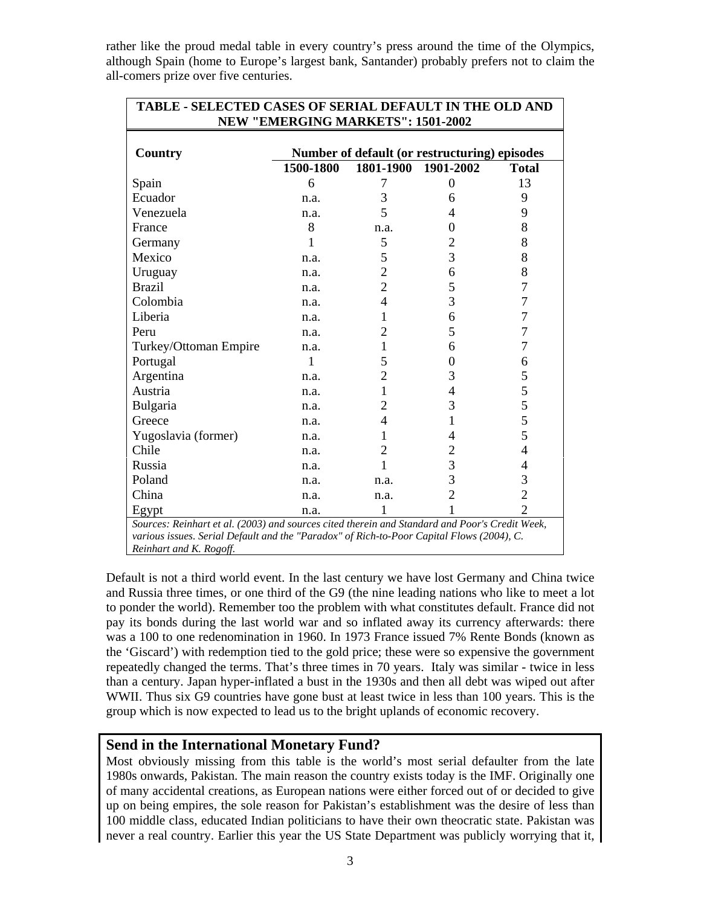rather like the proud medal table in every country's press around the time of the Olympics, although Spain (home to Europe's largest bank, Santander) probably prefers not to claim the all-comers prize over five centuries.

**TABLE - SELECTED CASES OF SERIAL DEFAULT IN THE OLD AND NEW "EMERGING MARKETS": 1501-2002**

| Country | Number of default (or restructuring) episodes | | | |
|---|---|---|---|---|
| | 1500-1800 | 1801-1900 | 1901-2002 | Total |
| Spain | 6 | 7 | 0 | 13 |
| Ecuador | n.a. | 3 | 6 | 9 |
| Venezuela | n.a. | 5 | 4 | 9 |
| France | 8 | n.a. | 0 | 8 |
| Germany | 1 | 5 | 2 | 8 |
| Mexico | n.a. | 5 | 3 | 8 |
| Uruguay | n.a. | 2 | 6 | 8 |
| Brazil | n.a. | 2 | 5 | 7 |
| Colombia | n.a. | 4 | 3 | 7 |
| Liberia | n.a. | 1 | 6 | 7 |
| Peru | n.a. | 2 | 5 | 7 |
| Turkey/Ottoman Empire | n.a. | 1 | 6 | 7 |
| Portugal | 1 | 5 | 0 | 6 |
| Argentina | n.a. | 2 | 3 | 5 |
| Austria | n.a. | 1 | 4 | 5 |
| Bulgaria | n.a. | 2 | 3 | 5 |
| Greece | n.a. | 4 | 1 | 5 |
| Yugoslavia (former) | n.a. | 1 | 4 | 5 |
| Chile | n.a. | 2 | 2 | 4 |
| Russia | n.a. | 1 | 3 | 4 |
| Poland | n.a. | n.a. | 3 | 3 |
| China | n.a. | n.a. | 2 | 2 |
| Egypt | n.a. | 1 | 1 | 2 |

*Sources: Reinhart et al. (2003) and sources cited therein and Standard and Poor's Credit Week, various issues. Serial Default and the "Paradox" of Rich-to-Poor Capital Flows (2004), C. Reinhart and K. Rogoff.*

Default is not a third world event. In the last century we have lost Germany and China twice and Russia three times, or one third of the G9 (the nine leading nations who like to meet a lot to ponder the world). Remember too the problem with what constitutes default. France did not pay its bonds during the last world war and so inflated away its currency afterwards: there was a 100 to one redenomination in 1960. In 1973 France issued 7% Rente Bonds (known as the 'Giscard') with redemption tied to the gold price; these were so expensive the government repeatedly changed the terms. That's three times in 70 years. Italy was similar - twice in less than a century. Japan hyper-inflated a bust in the 1930s and then all debt was wiped out after WWII. Thus six G9 countries have gone bust at least twice in less than 100 years. This is the group which is now expected to lead us to the bright uplands of economic recovery.

## Send in the International Monetary Fund?

Most obviously missing from this table is the world's most serial defaulter from the late 1980s onwards, Pakistan. The main reason the country exists today is the IMF. Originally one of many accidental creations, as European nations were either forced out of or decided to give up on being empires, the sole reason for Pakistan's establishment was the desire of less than 100 middle class, educated Indian politicians to have their own theocratic state. Pakistan was never a real country. Earlier this year the US State Department was publicly worrying that it,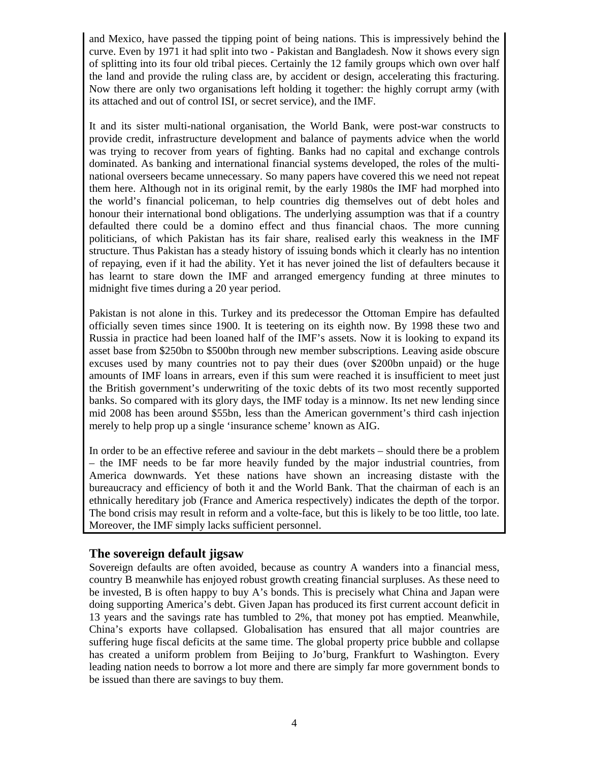and Mexico, have passed the tipping point of being nations. This is impressively behind the curve. Even by 1971 it had split into two - Pakistan and Bangladesh. Now it shows every sign of splitting into its four old tribal pieces. Certainly the 12 family groups which own over half the land and provide the ruling class are, by accident or design, accelerating this fracturing. Now there are only two organisations left holding it together: the highly corrupt army (with its attached and out of control ISI, or secret service), and the IMF.

It and its sister multi-national organisation, the World Bank, were post-war constructs to provide credit, infrastructure development and balance of payments advice when the world was trying to recover from years of fighting. Banks had no capital and exchange controls dominated. As banking and international financial systems developed, the roles of the multi-national overseers became unnecessary. So many papers have covered this we need not repeat them here. Although not in its original remit, by the early 1980s the IMF had morphed into the world's financial policeman, to help countries dig themselves out of debt holes and honour their international bond obligations. The underlying assumption was that if a country defaulted there could be a domino effect and thus financial chaos. The more cunning politicians, of which Pakistan has its fair share, realised early this weakness in the IMF structure. Thus Pakistan has a steady history of issuing bonds which it clearly has no intention of repaying, even if it had the ability. Yet it has never joined the list of defaulters because it has learnt to stare down the IMF and arranged emergency funding at three minutes to midnight five times during a 20 year period.

Pakistan is not alone in this. Turkey and its predecessor the Ottoman Empire has defaulted officially seven times since 1900. It is teetering on its eighth now. By 1998 these two and Russia in practice had been loaned half of the IMF's assets. Now it is looking to expand its asset base from $250bn to $500bn through new member subscriptions. Leaving aside obscure excuses used by many countries not to pay their dues (over $200bn unpaid) or the huge amounts of IMF loans in arrears, even if this sum were reached it is insufficient to meet just the British government's underwriting of the toxic debts of its two most recently supported banks. So compared with its glory days, the IMF today is a minnow. Its net new lending since mid 2008 has been around $55bn, less than the American government's third cash injection merely to help prop up a single 'insurance scheme' known as AIG.

In order to be an effective referee and saviour in the debt markets – should there be a problem – the IMF needs to be far more heavily funded by the major industrial countries, from America downwards. Yet these nations have shown an increasing distaste with the bureaucracy and efficiency of both it and the World Bank. That the chairman of each is an ethnically hereditary job (France and America respectively) indicates the depth of the torpor. The bond crisis may result in reform and a volte-face, but this is likely to be too little, too late. Moreover, the IMF simply lacks sufficient personnel.

## The sovereign default jigsaw

Sovereign defaults are often avoided, because as country A wanders into a financial mess, country B meanwhile has enjoyed robust growth creating financial surpluses. As these need to be invested, B is often happy to buy A's bonds. This is precisely what China and Japan were doing supporting America's debt. Given Japan has produced its first current account deficit in 13 years and the savings rate has tumbled to 2%, that money pot has emptied. Meanwhile, China's exports have collapsed. Globalisation has ensured that all major countries are suffering huge fiscal deficits at the same time. The global property price bubble and collapse has created a uniform problem from Beijing to Jo'burg, Frankfurt to Washington. Every leading nation needs to borrow a lot more and there are simply far more government bonds to be issued than there are savings to buy them.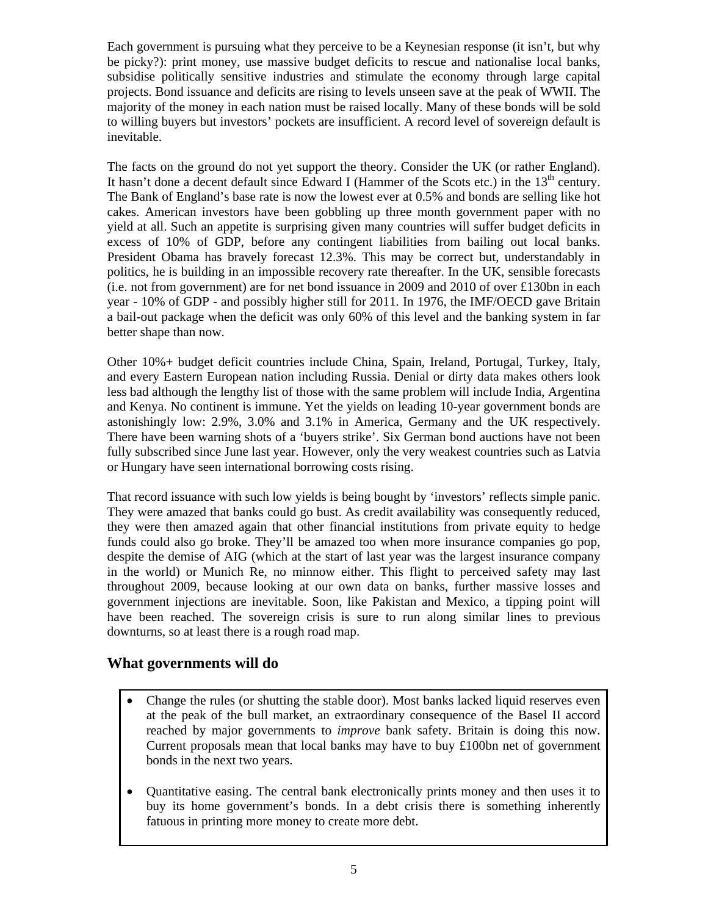Each government is pursuing what they perceive to be a Keynesian response (it isn't, but why be picky?): print money, use massive budget deficits to rescue and nationalise local banks, subsidise politically sensitive industries and stimulate the economy through large capital projects. Bond issuance and deficits are rising to levels unseen save at the peak of WWII. The majority of the money in each nation must be raised locally. Many of these bonds will be sold to willing buyers but investors' pockets are insufficient. A record level of sovereign default is inevitable.

The facts on the ground do not yet support the theory. Consider the UK (or rather England). It hasn't done a decent default since Edward I (Hammer of the Scots etc.) in the 13th century. The Bank of England's base rate is now the lowest ever at 0.5% and bonds are selling like hot cakes. American investors have been gobbling up three month government paper with no yield at all. Such an appetite is surprising given many countries will suffer budget deficits in excess of 10% of GDP, before any contingent liabilities from bailing out local banks. President Obama has bravely forecast 12.3%. This may be correct but, understandably in politics, he is building in an impossible recovery rate thereafter. In the UK, sensible forecasts (i.e. not from government) are for net bond issuance in 2009 and 2010 of over £130bn in each year - 10% of GDP - and possibly higher still for 2011. In 1976, the IMF/OECD gave Britain a bail-out package when the deficit was only 60% of this level and the banking system in far better shape than now.

Other 10%+ budget deficit countries include China, Spain, Ireland, Portugal, Turkey, Italy, and every Eastern European nation including Russia. Denial or dirty data makes others look less bad although the lengthy list of those with the same problem will include India, Argentina and Kenya. No continent is immune. Yet the yields on leading 10-year government bonds are astonishingly low: 2.9%, 3.0% and 3.1% in America, Germany and the UK respectively. There have been warning shots of a 'buyers strike'. Six German bond auctions have not been fully subscribed since June last year. However, only the very weakest countries such as Latvia or Hungary have seen international borrowing costs rising.

That record issuance with such low yields is being bought by 'investors' reflects simple panic. They were amazed that banks could go bust. As credit availability was consequently reduced, they were then amazed again that other financial institutions from private equity to hedge funds could also go broke. They'll be amazed too when more insurance companies go pop, despite the demise of AIG (which at the start of last year was the largest insurance company in the world) or Munich Re, no minnow either. This flight to perceived safety may last throughout 2009, because looking at our own data on banks, further massive losses and government injections are inevitable. Soon, like Pakistan and Mexico, a tipping point will have been reached. The sovereign crisis is sure to run along similar lines to previous downturns, so at least there is a rough road map.

## What governments will do

- Change the rules (or shutting the stable door). Most banks lacked liquid reserves even at the peak of the bull market, an extraordinary consequence of the Basel II accord reached by major governments to *improve* bank safety. Britain is doing this now. Current proposals mean that local banks may have to buy £100bn net of government bonds in the next two years.

- Quantitative easing. The central bank electronically prints money and then uses it to buy its home government's bonds. In a debt crisis there is something inherently fatuous in printing more money to create more debt.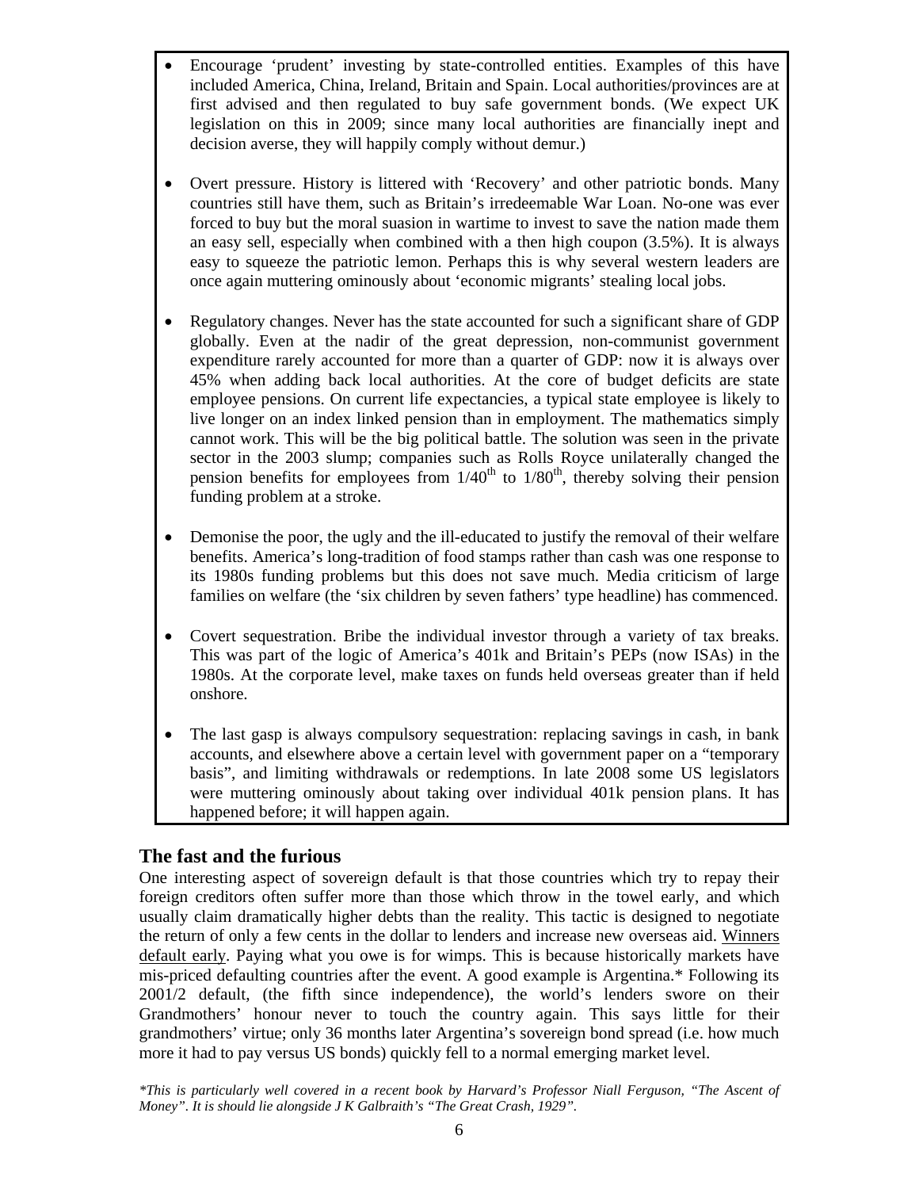- Encourage 'prudent' investing by state-controlled entities. Examples of this have included America, China, Ireland, Britain and Spain. Local authorities/provinces are at first advised and then regulated to buy safe government bonds. (We expect UK legislation on this in 2009; since many local authorities are financially inept and decision averse, they will happily comply without demur.)

- Overt pressure. History is littered with 'Recovery' and other patriotic bonds. Many countries still have them, such as Britain's irredeemable War Loan. No-one was ever forced to buy but the moral suasion in wartime to invest to save the nation made them an easy sell, especially when combined with a then high coupon (3.5%). It is always easy to squeeze the patriotic lemon. Perhaps this is why several western leaders are once again muttering ominously about 'economic migrants' stealing local jobs.

- Regulatory changes. Never has the state accounted for such a significant share of GDP globally. Even at the nadir of the great depression, non-communist government expenditure rarely accounted for more than a quarter of GDP: now it is always over 45% when adding back local authorities. At the core of budget deficits are state employee pensions. On current life expectancies, a typical state employee is likely to live longer on an index linked pension than in employment. The mathematics simply cannot work. This will be the big political battle. The solution was seen in the private sector in the 2003 slump; companies such as Rolls Royce unilaterally changed the pension benefits for employees from 1/40th to 1/80th, thereby solving their pension funding problem at a stroke.

- Demonise the poor, the ugly and the ill-educated to justify the removal of their welfare benefits. America's long-tradition of food stamps rather than cash was one response to its 1980s funding problems but this does not save much. Media criticism of large families on welfare (the 'six children by seven fathers' type headline) has commenced.

- Covert sequestration. Bribe the individual investor through a variety of tax breaks. This was part of the logic of America's 401k and Britain's PEPs (now ISAs) in the 1980s. At the corporate level, make taxes on funds held overseas greater than if held onshore.

- The last gasp is always compulsory sequestration: replacing savings in cash, in bank accounts, and elsewhere above a certain level with government paper on a "temporary basis", and limiting withdrawals or redemptions. In late 2008 some US legislators were muttering ominously about taking over individual 401k pension plans. It has happened before; it will happen again.

## The fast and the furious

One interesting aspect of sovereign default is that those countries which try to repay their foreign creditors often suffer more than those which throw in the towel early, and which usually claim dramatically higher debts than the reality. This tactic is designed to negotiate the return of only a few cents in the dollar to lenders and increase new overseas aid. Winners default early. Paying what you owe is for wimps. This is because historically markets have mis-priced defaulting countries after the event. A good example is Argentina.* Following its 2001/2 default, (the fifth since independence), the world's lenders swore on their Grandmothers' honour never to touch the country again. This says little for their grandmothers' virtue; only 36 months later Argentina's sovereign bond spread (i.e. how much more it had to pay versus US bonds) quickly fell to a normal emerging market level.

*\*This is particularly well covered in a recent book by Harvard's Professor Niall Ferguson, "The Ascent of Money". It is should lie alongside J K Galbraith's "The Great Crash, 1929".*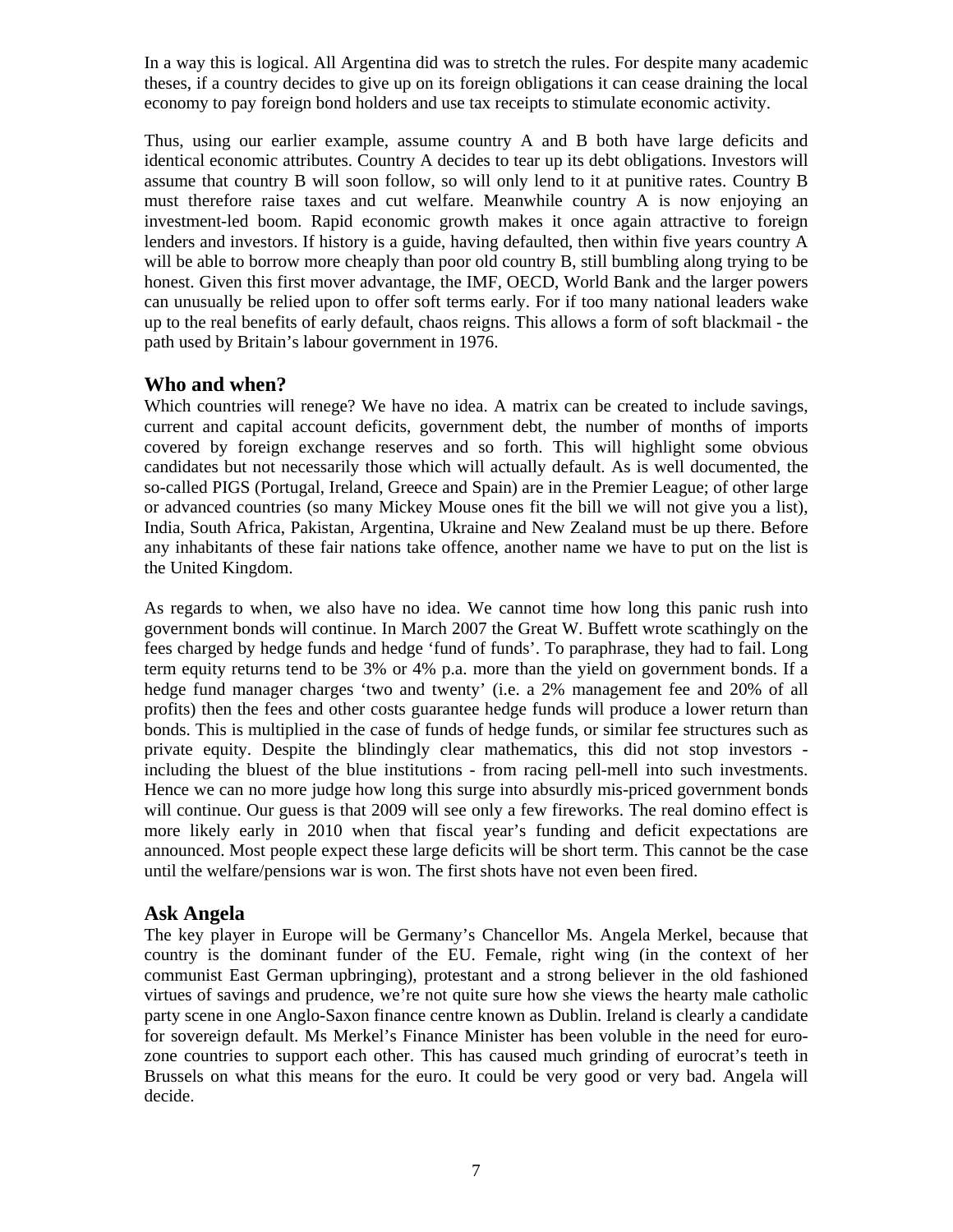In a way this is logical. All Argentina did was to stretch the rules. For despite many academic theses, if a country decides to give up on its foreign obligations it can cease draining the local economy to pay foreign bond holders and use tax receipts to stimulate economic activity.

Thus, using our earlier example, assume country A and B both have large deficits and identical economic attributes. Country A decides to tear up its debt obligations. Investors will assume that country B will soon follow, so will only lend to it at punitive rates. Country B must therefore raise taxes and cut welfare. Meanwhile country A is now enjoying an investment-led boom. Rapid economic growth makes it once again attractive to foreign lenders and investors. If history is a guide, having defaulted, then within five years country A will be able to borrow more cheaply than poor old country B, still bumbling along trying to be honest. Given this first mover advantage, the IMF, OECD, World Bank and the larger powers can unusually be relied upon to offer soft terms early. For if too many national leaders wake up to the real benefits of early default, chaos reigns. This allows a form of soft blackmail - the path used by Britain's labour government in 1976.

## Who and when?

Which countries will renege? We have no idea. A matrix can be created to include savings, current and capital account deficits, government debt, the number of months of imports covered by foreign exchange reserves and so forth. This will highlight some obvious candidates but not necessarily those which will actually default. As is well documented, the so-called PIGS (Portugal, Ireland, Greece and Spain) are in the Premier League; of other large or advanced countries (so many Mickey Mouse ones fit the bill we will not give you a list), India, South Africa, Pakistan, Argentina, Ukraine and New Zealand must be up there. Before any inhabitants of these fair nations take offence, another name we have to put on the list is the United Kingdom.

As regards to when, we also have no idea. We cannot time how long this panic rush into government bonds will continue. In March 2007 the Great W. Buffett wrote scathingly on the fees charged by hedge funds and hedge 'fund of funds'. To paraphrase, they had to fail. Long term equity returns tend to be 3% or 4% p.a. more than the yield on government bonds. If a hedge fund manager charges 'two and twenty' (i.e. a 2% management fee and 20% of all profits) then the fees and other costs guarantee hedge funds will produce a lower return than bonds. This is multiplied in the case of funds of hedge funds, or similar fee structures such as private equity. Despite the blindingly clear mathematics, this did not stop investors - including the bluest of the blue institutions - from racing pell-mell into such investments. Hence we can no more judge how long this surge into absurdly mis-priced government bonds will continue. Our guess is that 2009 will see only a few fireworks. The real domino effect is more likely early in 2010 when that fiscal year's funding and deficit expectations are announced. Most people expect these large deficits will be short term. This cannot be the case until the welfare/pensions war is won. The first shots have not even been fired.

## Ask Angela

The key player in Europe will be Germany's Chancellor Ms. Angela Merkel, because that country is the dominant funder of the EU. Female, right wing (in the context of her communist East German upbringing), protestant and a strong believer in the old fashioned virtues of savings and prudence, we're not quite sure how she views the hearty male catholic party scene in one Anglo-Saxon finance centre known as Dublin. Ireland is clearly a candidate for sovereign default. Ms Merkel's Finance Minister has been voluble in the need for euro-zone countries to support each other. This has caused much grinding of eurocrat's teeth in Brussels on what this means for the euro. It could be very good or very bad. Angela will decide.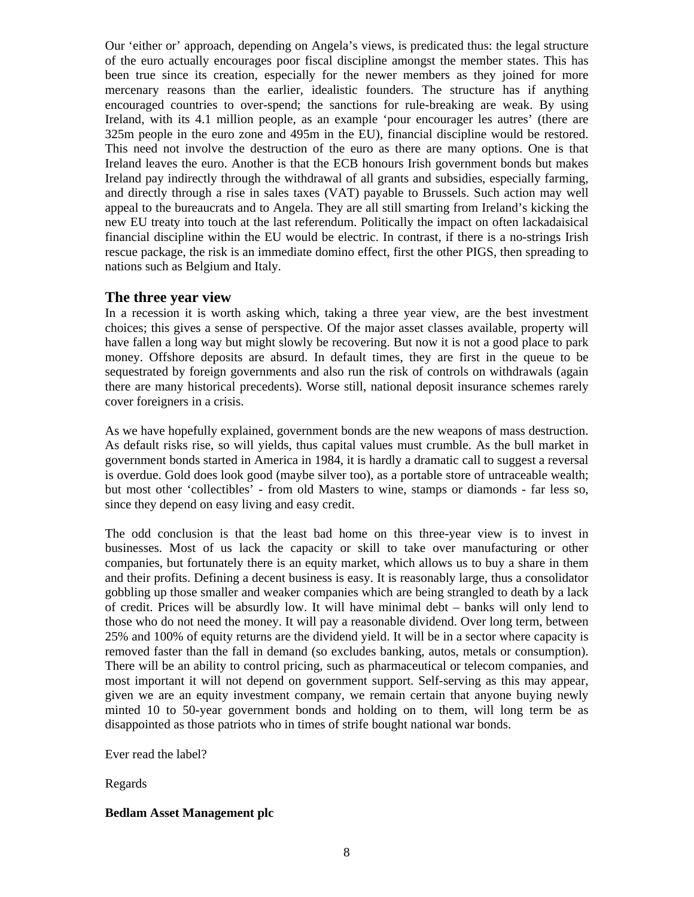Our 'either or' approach, depending on Angela's views, is predicated thus: the legal structure of the euro actually encourages poor fiscal discipline amongst the member states. This has been true since its creation, especially for the newer members as they joined for more mercenary reasons than the earlier, idealistic founders. The structure has if anything encouraged countries to over-spend; the sanctions for rule-breaking are weak. By using Ireland, with its 4.1 million people, as an example 'pour encourager les autres' (there are 325m people in the euro zone and 495m in the EU), financial discipline would be restored. This need not involve the destruction of the euro as there are many options. One is that Ireland leaves the euro. Another is that the ECB honours Irish government bonds but makes Ireland pay indirectly through the withdrawal of all grants and subsidies, especially farming, and directly through a rise in sales taxes (VAT) payable to Brussels. Such action may well appeal to the bureaucrats and to Angela. They are all still smarting from Ireland's kicking the new EU treaty into touch at the last referendum. Politically the impact on often lackadaisical financial discipline within the EU would be electric. In contrast, if there is a no-strings Irish rescue package, the risk is an immediate domino effect, first the other PIGS, then spreading to nations such as Belgium and Italy.

## The three year view

In a recession it is worth asking which, taking a three year view, are the best investment choices; this gives a sense of perspective. Of the major asset classes available, property will have fallen a long way but might slowly be recovering. But now it is not a good place to park money. Offshore deposits are absurd. In default times, they are first in the queue to be sequestrated by foreign governments and also run the risk of controls on withdrawals (again there are many historical precedents). Worse still, national deposit insurance schemes rarely cover foreigners in a crisis.

As we have hopefully explained, government bonds are the new weapons of mass destruction. As default risks rise, so will yields, thus capital values must crumble. As the bull market in government bonds started in America in 1984, it is hardly a dramatic call to suggest a reversal is overdue. Gold does look good (maybe silver too), as a portable store of untraceable wealth; but most other 'collectibles' - from old Masters to wine, stamps or diamonds - far less so, since they depend on easy living and easy credit.

The odd conclusion is that the least bad home on this three-year view is to invest in businesses. Most of us lack the capacity or skill to take over manufacturing or other companies, but fortunately there is an equity market, which allows us to buy a share in them and their profits. Defining a decent business is easy. It is reasonably large, thus a consolidator gobbling up those smaller and weaker companies which are being strangled to death by a lack of credit. Prices will be absurdly low. It will have minimal debt – banks will only lend to those who do not need the money. It will pay a reasonable dividend. Over long term, between 25% and 100% of equity returns are the dividend yield. It will be in a sector where capacity is removed faster than the fall in demand (so excludes banking, autos, metals or consumption). There will be an ability to control pricing, such as pharmaceutical or telecom companies, and most important it will not depend on government support. Self-serving as this may appear, given we are an equity investment company, we remain certain that anyone buying newly minted 10 to 50-year government bonds and holding on to them, will long term be as disappointed as those patriots who in times of strife bought national war bonds.

Ever read the label?

Regards

**Bedlam Asset Management plc**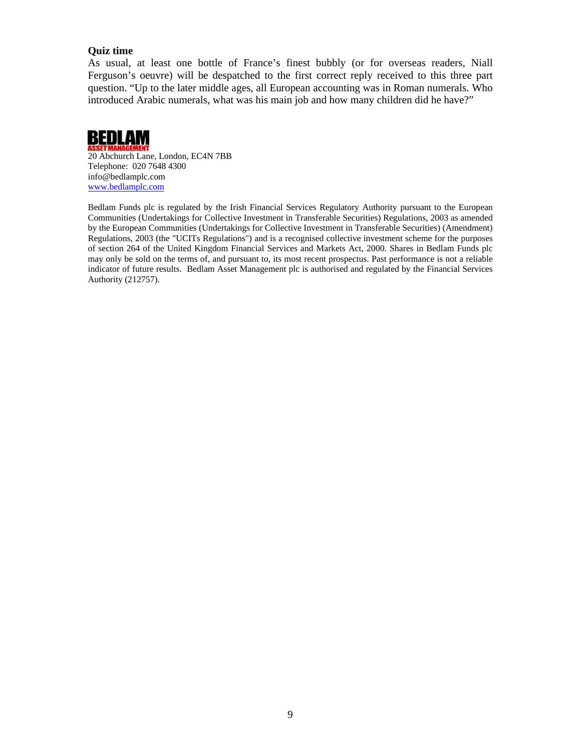**Quiz time**

As usual, at least one bottle of France's finest bubbly (or for overseas readers, Niall Ferguson's oeuvre) will be despatched to the first correct reply received to this three part question. "Up to the later middle ages, all European accounting was in Roman numerals. Who introduced Arabic numerals, what was his main job and how many children did he have?"

**BEDLAM**
**ASSET MANAGEMENT**

20 Abchurch Lane, London, EC4N 7BB
Telephone: 020 7648 4300
info@bedlamplc.com
www.bedlamplc.com

Bedlam Funds plc is regulated by the Irish Financial Services Regulatory Authority pursuant to the European Communities (Undertakings for Collective Investment in Transferable Securities) Regulations, 2003 as amended by the European Communities (Undertakings for Collective Investment in Transferable Securities) (Amendment) Regulations, 2003 (the "UCITs Regulations") and is a recognised collective investment scheme for the purposes of section 264 of the United Kingdom Financial Services and Markets Act, 2000. Shares in Bedlam Funds plc may only be sold on the terms of, and pursuant to, its most recent prospectus. Past performance is not a reliable indicator of future results. Bedlam Asset Management plc is authorised and regulated by the Financial Services Authority (212757).